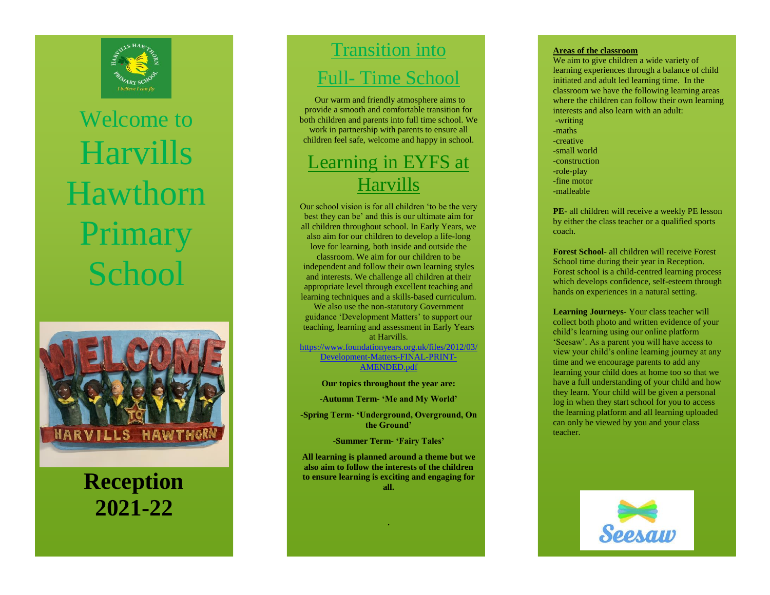# Welcome to Harvills Hawthorn Primary School

**Reception 2021-22**

## Transition into Full- Time School

Our warm and friendly atmosphere aims to provide a smooth and comfortable transition for both children and parents into full time school. We work in partnership with parents to ensure all children feel safe, welcome and happy in school.

## Learning in EYFS at Harvills

Our school vision is for all children 'to be the very best they can be' and this is our ultimate aim for all children throughout school. In Early Years, we also aim for our children to develop a life-long love for learning, both inside and outside the classroom. We aim for our children to be independent and follow their own learning styles and interests. We challenge all children at their appropriate level through excellent teaching and learning techniques and a skills-based curriculum. We also use the non-statutory Government guidance 'Development Matters' to support our teaching, learning and assessment in Early Years at Harvills.
https://www.foundationyears.org.uk/files/2012/03/Development-Matters-FINAL-PRINT-AMENDED.pdf

**Our topics throughout the year are:**

**-Autumn Term- 'Me and My World'**

**-Spring Term- 'Underground, Overground, On the Ground'**

**-Summer Term- 'Fairy Tales'**

**All learning is planned around a theme but we also aim to follow the interests of the children to ensure learning is exciting and engaging for all.**

**Areas of the classroom**

We aim to give children a wide variety of learning experiences through a balance of child initiated and adult led learning time. In the classroom we have the following learning areas where the children can follow their own learning interests and also learn with an adult:

-writing
-maths
-creative
-small world
-construction
-role-play
-fine motor
-malleable

**PE**- all children will receive a weekly PE lesson by either the class teacher or a qualified sports coach.

**Forest School**- all children will receive Forest School time during their year in Reception. Forest school is a child-centred learning process which develops confidence, self-esteem through hands on experiences in a natural setting.

**Learning Journeys**- Your class teacher will collect both photo and written evidence of your child's learning using our online platform 'Seesaw'. As a parent you will have access to view your child's online learning journey at any time and we encourage parents to add any learning your child does at home too so that we have a full understanding of your child and how they learn. Your child will be given a personal log in when they start school for you to access the learning platform and all learning uploaded can only be viewed by you and your class teacher.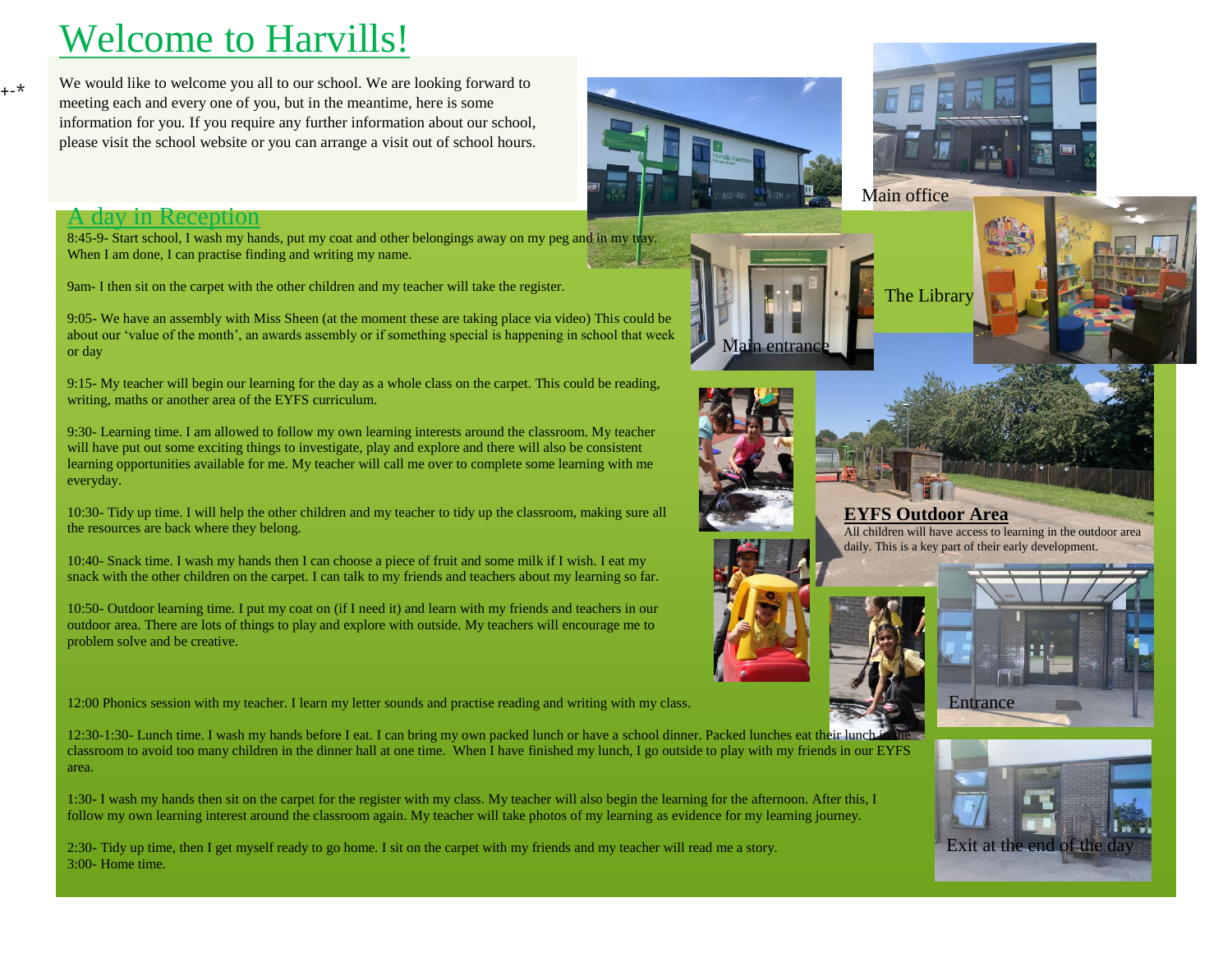# Welcome to Harvills!

+-*

We would like to welcome you all to our school. We are looking forward to meeting each and every one of you, but in the meantime, here is some information for you. If you require any further information about our school, please visit the school website or you can arrange a visit out of school hours.

Main office

The Library

Main entrance

## A day in Reception

8:45-9- Start school, I wash my hands, put my coat and other belongings away on my peg and in my tray. When I am done, I can practise finding and writing my name.

9am- I then sit on the carpet with the other children and my teacher will take the register.

9:05- We have an assembly with Miss Sheen (at the moment these are taking place via video) This could be about our 'value of the month', an awards assembly or if something special is happening in school that week or day

9:15- My teacher will begin our learning for the day as a whole class on the carpet. This could be reading, writing, maths or another area of the EYFS curriculum.

9:30- Learning time. I am allowed to follow my own learning interests around the classroom. My teacher will have put out some exciting things to investigate, play and explore and there will also be consistent learning opportunities available for me. My teacher will call me over to complete some learning with me everyday.

10:30- Tidy up time. I will help the other children and my teacher to tidy up the classroom, making sure all the resources are back where they belong.

10:40- Snack time. I wash my hands then I can choose a piece of fruit and some milk if I wish. I eat my snack with the other children on the carpet. I can talk to my friends and teachers about my learning so far.

10:50- Outdoor learning time. I put my coat on (if I need it) and learn with my friends and teachers in our outdoor area. There are lots of things to play and explore with outside. My teachers will encourage me to problem solve and be creative.

12:00 Phonics session with my teacher. I learn my letter sounds and practise reading and writing with my class.

12:30-1:30- Lunch time. I wash my hands before I eat. I can bring my own packed lunch or have a school dinner. Packed lunches eat their lunch in the classroom to avoid too many children in the dinner hall at one time. When I have finished my lunch, I go outside to play with my friends in our EYFS area.

1:30- I wash my hands then sit on the carpet for the register with my class. My teacher will also begin the learning for the afternoon. After this, I follow my own learning interest around the classroom again. My teacher will take photos of my learning as evidence for my learning journey.

2:30- Tidy up time, then I get myself ready to go home. I sit on the carpet with my friends and my teacher will read me a story.
3:00- Home time.

**EYFS Outdoor Area**

All children will have access to learning in the outdoor area daily. This is a key part of their early development.

Entrance

Exit at the end of the day